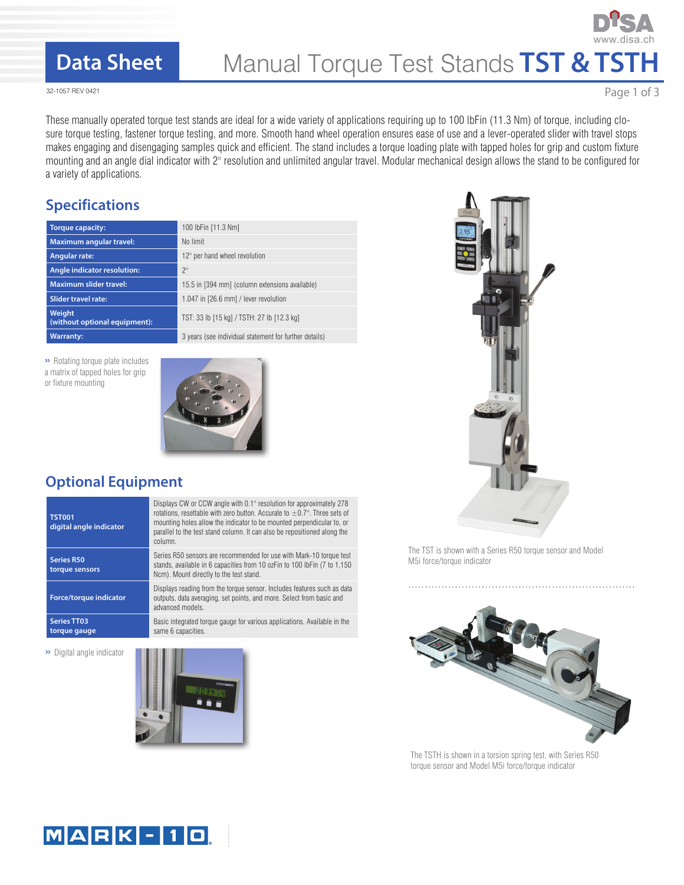# Data Sheet

# Manual Torque Test Stands **TST & TSTH**

32-1057 REV 0421

These manually operated torque test stands are ideal for a wide variety of applications requiring up to 100 lbFin (11.3 Nm) of torque, including closure torque testing, fastener torque testing, and more. Smooth hand wheel operation ensures ease of use and a lever-operated slider with travel stops makes engaging and disengaging samples quick and efficient. The stand includes a torque loading plate with tapped holes for grip and custom fixture mounting and an angle dial indicator with 2° resolution and unlimited angular travel. Modular mechanical design allows the stand to be configured for a variety of applications.

## Specifications

| | |
|---|---|
| **Torque capacity:** | 100 lbFin [11.3 Nm] |
| **Maximum angular travel:** | No limit |
| **Angular rate:** | 12° per hand wheel revolution |
| **Angle indicator resolution:** | 2° |
| **Maximum slider travel:** | 15.5 in [394 mm] (column extensions available) |
| **Slider travel rate:** | 1.047 in [26.6 mm] / lever revolution |
| **Weight (without optional equipment):** | TST: 33 lb [15 kg] / TSTH: 27 lb [12.3 kg] |
| **Warranty:** | 3 years (see individual statement for further details) |

» Rotating torque plate includes a matrix of tapped holes for grip or fixture mounting

## Optional Equipment

| | |
|---|---|
| **TST001 digital angle indicator** | Displays CW or CCW angle with 0.1° resolution for approximately 278 rotations, resettable with zero button. Accurate to ±0.7°. Three sets of mounting holes allow the indicator to be mounted perpendicular to, or parallel to the test stand column. It can also be repositioned along the column. |
| **Series R50 torque sensors** | Series R50 sensors are recommended for use with Mark-10 torque test stands, available in 6 capacities from 10 ozFin to 100 lbFin (7 to 1,150 Ncm). Mount directly to the test stand. |
| **Force/torque indicator** | Displays reading from the torque sensor. Includes features such as data outputs, data averaging, set points, and more. Select from basic and advanced models. |
| **Series TT03 torque gauge** | Basic integrated torque gauge for various applications. Available in the same 6 capacities. |

» Digital angle indicator

The TST is shown with a Series R50 torque sensor and Model M5i force/torque indicator

The TSTH is shown in a torsion spring test, with Series R50 torque sensor and Model M5i force/torque indicator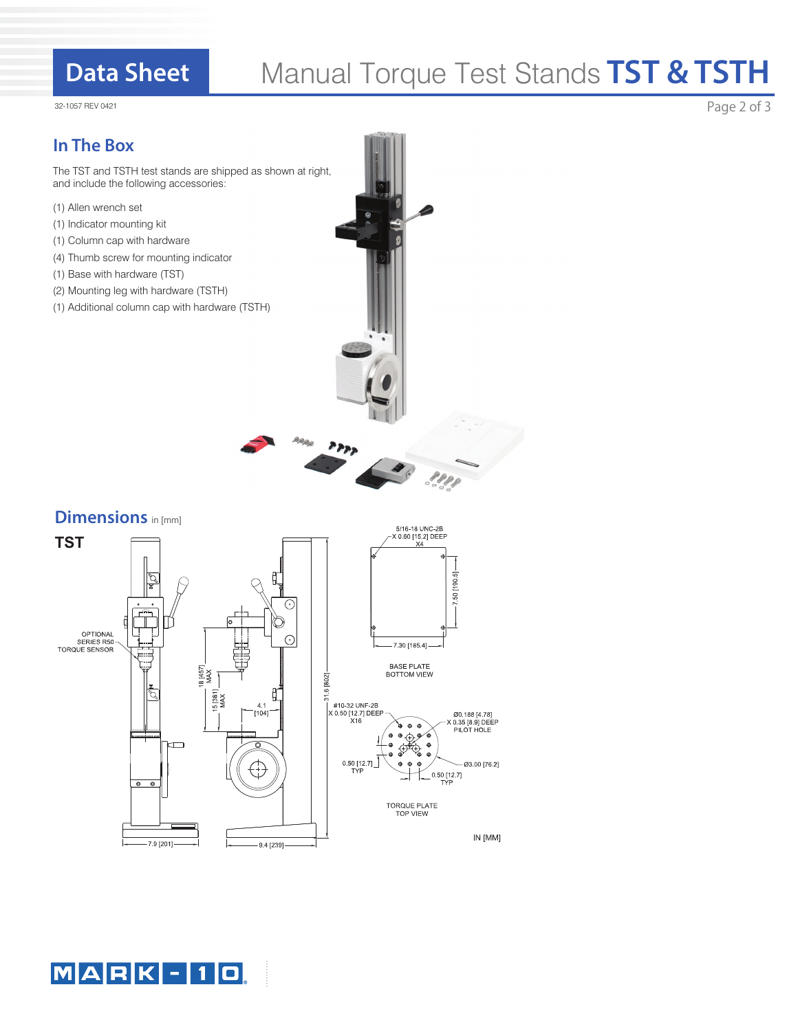## In The Box

The TST and TSTH test stands are shipped as shown at right, and include the following accessories:

- (1) Allen wrench set
- (1) Indicator mounting kit
- (1) Column cap with hardware
- (4) Thumb screw for mounting indicator
- (1) Base with hardware (TST)
- (2) Mounting leg with hardware (TSTH)
- (1) Additional column cap with hardware (TSTH)

## Dimensions in [mm]

**TST**

OPTIONAL SERIES R50 TORQUE SENSOR

18 [457] MAX

15 [381] MAX

4.1 [104]

31.6 [802]

7.9 [201]

9.4 [239]

5/16-18 UNC-2B X 0.60 [15.2] DEEP X4

7.50 [190.5]

7.30 [185.4]

BASE PLATE BOTTOM VIEW

#10-32 UNF-2B X 0.50 [12.7] DEEP X16

Ø0.188 [4.78] X 0.35 [8.9] DEEP PILOT HOLE

0.50 [12.7] TYP

Ø3.00 [76.2]

0.50 [12.7] TYP

TORQUE PLATE TOP VIEW

IN [MM]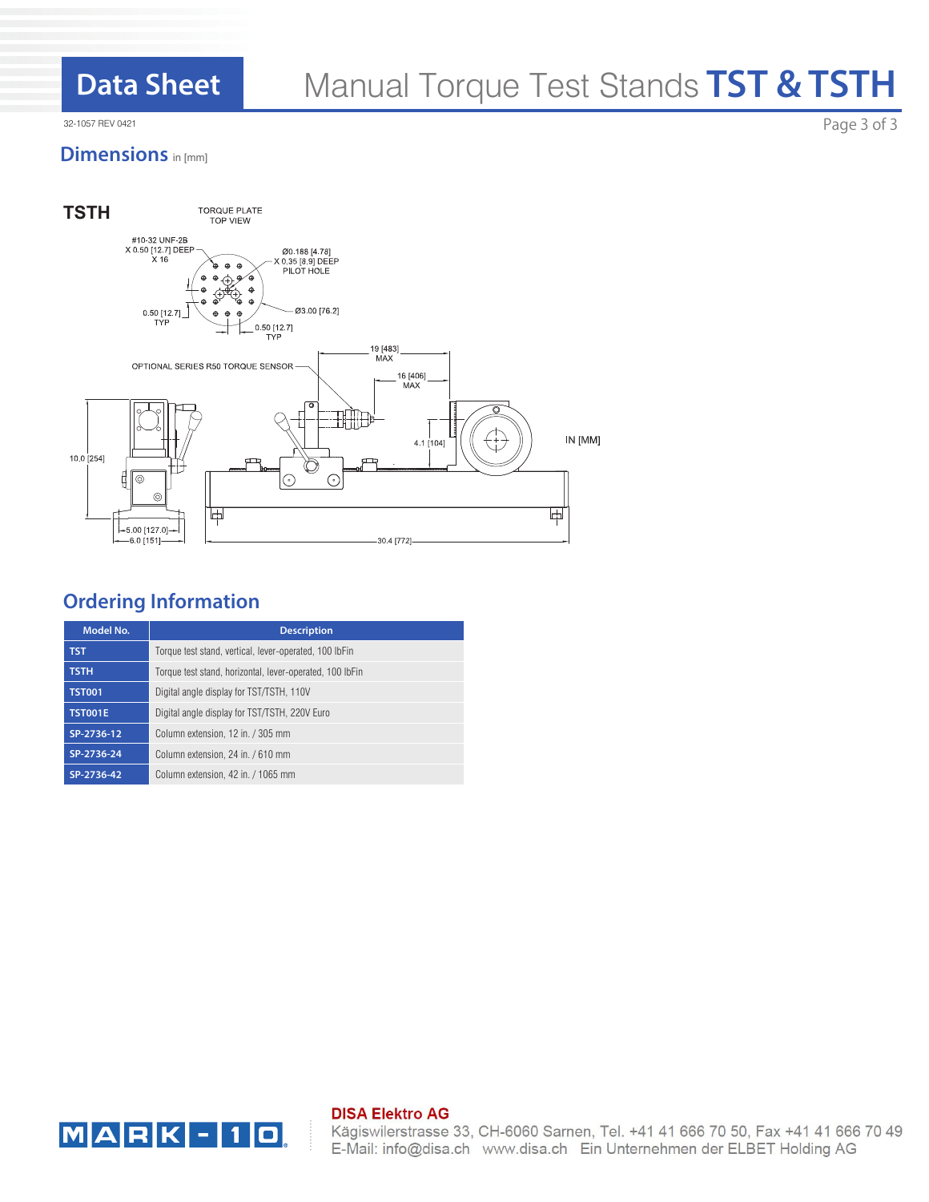## Dimensions in [mm]

TSTH

TORQUE PLATE
TOP VIEW

#10-32 UNF-2B
X 0.50 [12.7] DEEP
X 16

Ø0.188 [4.78]
X 0.35 [8.9] DEEP
PILOT HOLE

0.50 [12.7]
TYP

Ø3.00 [76.2]

0.50 [12.7]
TYP

OPTIONAL SERIES R50 TORQUE SENSOR

19 [483]
MAX

16 [406]
MAX

4.1 [104]

IN [MM]

10.0 [254]

5.00 [127.0]

6.0 [151]

30.4 [772]

## Ordering Information

| Model No. | Description |
|---|---|
| TST | Torque test stand, vertical, lever-operated, 100 lbFin |
| TSTH | Torque test stand, horizontal, lever-operated, 100 lbFin |
| TST001 | Digital angle display for TST/TSTH, 110V |
| TST001E | Digital angle display for TST/TSTH, 220V Euro |
| SP-2736-12 | Column extension, 12 in. / 305 mm |
| SP-2736-24 | Column extension, 24 in. / 610 mm |
| SP-2736-42 | Column extension, 42 in. / 1065 mm |

**DISA Elektro AG**
Kägiswilerstrasse 33, CH-6060 Sarnen, Tel. +41 41 666 70 50, Fax +41 41 666 70 49
E-Mail: info@disa.ch   www.disa.ch   Ein Unternehmen der ELBET Holding AG